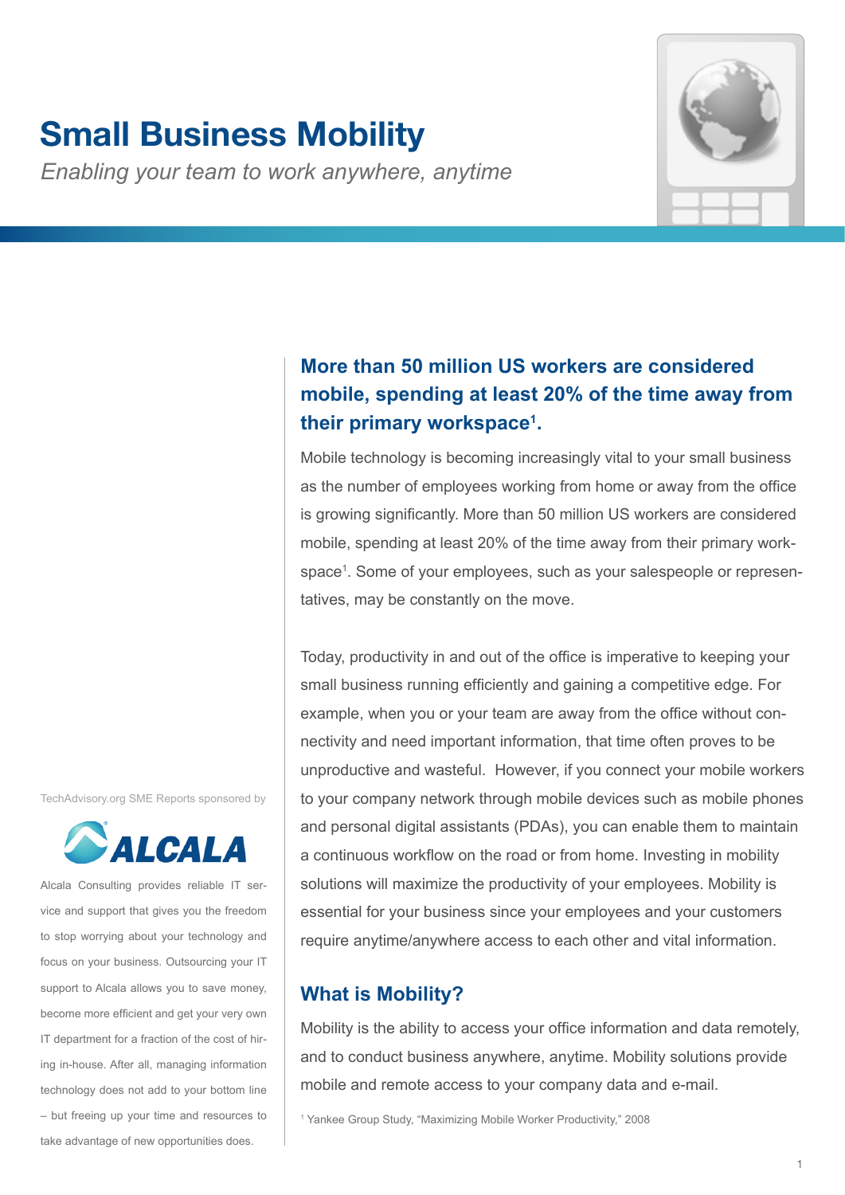# Small Business Mobility

*Enabling your team to work anywhere, anytime*

## More than 50 million US workers are considered mobile, spending at least 20% of the time away from their primary workspace[1].

Mobile technology is becoming increasingly vital to your small business as the number of employees working from home or away from the office is growing significantly. More than 50 million US workers are considered mobile, spending at least 20% of the time away from their primary workspace[1]. Some of your employees, such as your salespeople or representatives, may be constantly on the move.

Today, productivity in and out of the office is imperative to keeping your small business running efficiently and gaining a competitive edge. For example, when you or your team are away from the office without connectivity and need important information, that time often proves to be unproductive and wasteful. However, if you connect your mobile workers to your company network through mobile devices such as mobile phones and personal digital assistants (PDAs), you can enable them to maintain a continuous workflow on the road or from home. Investing in mobility solutions will maximize the productivity of your employees. Mobility is essential for your business since your employees and your customers require anytime/anywhere access to each other and vital information.

## What is Mobility?

Mobility is the ability to access your office information and data remotely, and to conduct business anywhere, anytime. Mobility solutions provide mobile and remote access to your company data and e-mail.

[1] Yankee Group Study, "Maximizing Mobile Worker Productivity," 2008

TechAdvisory.org SME Reports sponsored by

ALCALA

Alcala Consulting provides reliable IT service and support that gives you the freedom to stop worrying about your technology and focus on your business. Outsourcing your IT support to Alcala allows you to save money, become more efficient and get your very own IT department for a fraction of the cost of hiring in-house. After all, managing information technology does not add to your bottom line – but freeing up your time and resources to take advantage of new opportunities does.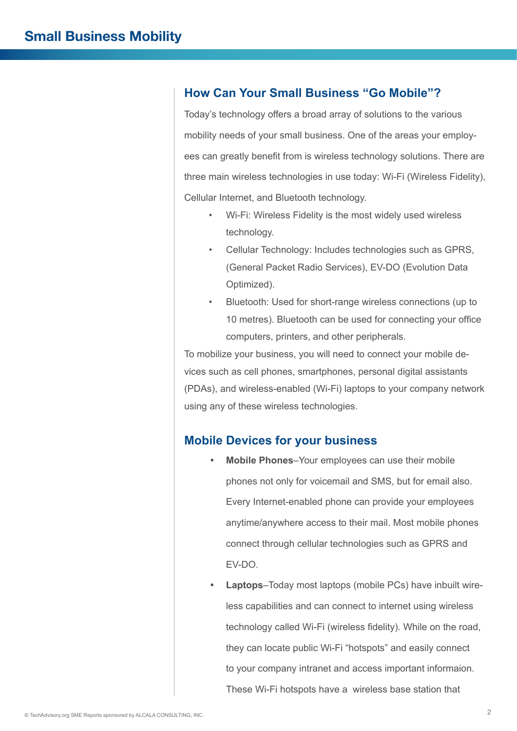## How Can Your Small Business "Go Mobile"?

Today's technology offers a broad array of solutions to the various mobility needs of your small business. One of the areas your employees can greatly benefit from is wireless technology solutions. There are three main wireless technologies in use today: Wi-Fi (Wireless Fidelity), Cellular Internet, and Bluetooth technology.

- Wi-Fi: Wireless Fidelity is the most widely used wireless technology.
- Cellular Technology: Includes technologies such as GPRS, (General Packet Radio Services), EV-DO (Evolution Data Optimized).
- Bluetooth: Used for short-range wireless connections (up to 10 metres). Bluetooth can be used for connecting your office computers, printers, and other peripherals.

To mobilize your business, you will need to connect your mobile devices such as cell phones, smartphones, personal digital assistants (PDAs), and wireless-enabled (Wi-Fi) laptops to your company network using any of these wireless technologies.

## Mobile Devices for your business

- **Mobile Phones**–Your employees can use their mobile phones not only for voicemail and SMS, but for email also. Every Internet-enabled phone can provide your employees anytime/anywhere access to their mail. Most mobile phones connect through cellular technologies such as GPRS and EV-DO.
- **Laptops**–Today most laptops (mobile PCs) have inbuilt wireless capabilities and can connect to internet using wireless technology called Wi-Fi (wireless fidelity). While on the road, they can locate public Wi-Fi "hotspots" and easily connect to your company intranet and access important informaion. These Wi-Fi hotspots have a wireless base station that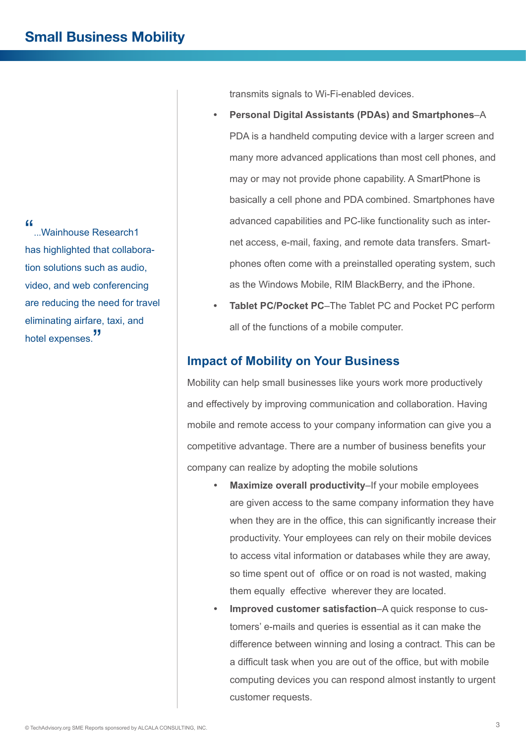transmits signals to Wi-Fi-enabled devices.

- **Personal Digital Assistants (PDAs) and Smartphones**–A PDA is a handheld computing device with a larger screen and many more advanced applications than most cell phones, and may or may not provide phone capability. A SmartPhone is basically a cell phone and PDA combined. Smartphones have advanced capabilities and PC-like functionality such as internet access, e-mail, faxing, and remote data transfers. Smartphones often come with a preinstalled operating system, such as the Windows Mobile, RIM BlackBerry, and the iPhone.
- **Tablet PC/Pocket PC**–The Tablet PC and Pocket PC perform all of the functions of a mobile computer.

> "...Wainhouse Research1 has highlighted that collaboration solutions such as audio, video, and web conferencing are reducing the need for travel eliminating airfare, taxi, and hotel expenses."

## Impact of Mobility on Your Business

Mobility can help small businesses like yours work more productively and effectively by improving communication and collaboration. Having mobile and remote access to your company information can give you a competitive advantage. There are a number of business benefits your company can realize by adopting the mobile solutions

- **Maximize overall productivity**–If your mobile employees are given access to the same company information they have when they are in the office, this can significantly increase their productivity. Your employees can rely on their mobile devices to access vital information or databases while they are away, so time spent out of office or on road is not wasted, making them equally effective wherever they are located.
- **Improved customer satisfaction**–A quick response to customers' e-mails and queries is essential as it can make the difference between winning and losing a contract. This can be a difficult task when you are out of the office, but with mobile computing devices you can respond almost instantly to urgent customer requests.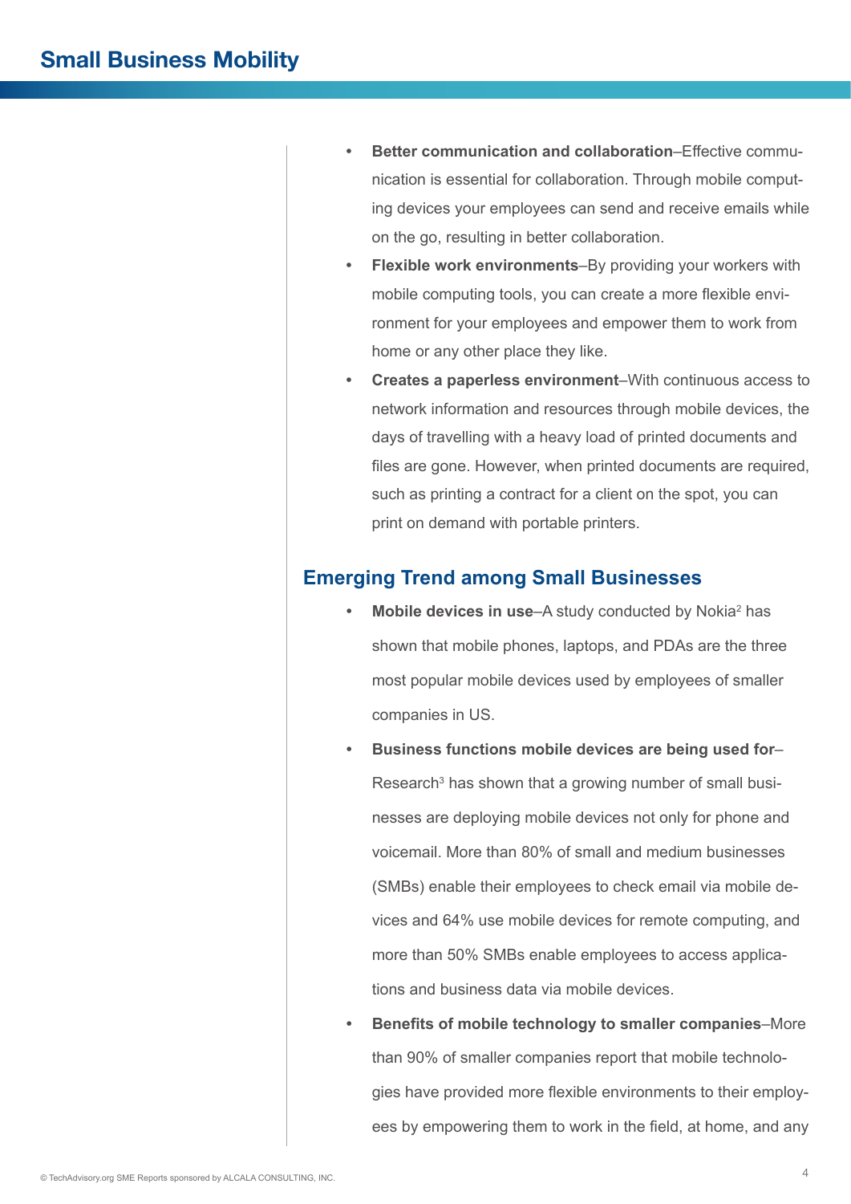- **Better communication and collaboration**–Effective communication is essential for collaboration. Through mobile computing devices your employees can send and receive emails while on the go, resulting in better collaboration.
- **Flexible work environments**–By providing your workers with mobile computing tools, you can create a more flexible environment for your employees and empower them to work from home or any other place they like.
- **Creates a paperless environment**–With continuous access to network information and resources through mobile devices, the days of travelling with a heavy load of printed documents and files are gone. However, when printed documents are required, such as printing a contract for a client on the spot, you can print on demand with portable printers.

## Emerging Trend among Small Businesses

- **Mobile devices in use**–A study conducted by Nokia[2] has shown that mobile phones, laptops, and PDAs are the three most popular mobile devices used by employees of smaller companies in US.
- **Business functions mobile devices are being used for**–Research[3] has shown that a growing number of small businesses are deploying mobile devices not only for phone and voicemail. More than 80% of small and medium businesses (SMBs) enable their employees to check email via mobile devices and 64% use mobile devices for remote computing, and more than 50% SMBs enable employees to access applications and business data via mobile devices.
- **Benefits of mobile technology to smaller companies**–More than 90% of smaller companies report that mobile technologies have provided more flexible environments to their employees by empowering them to work in the field, at home, and any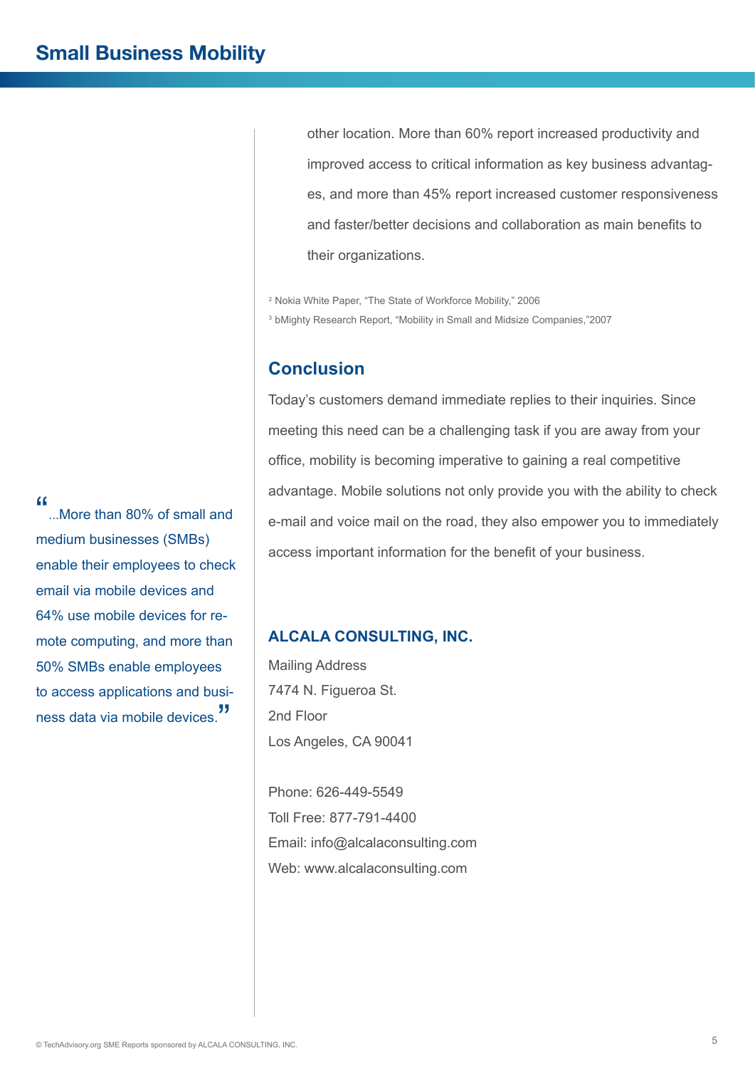other location. More than 60% report increased productivity and improved access to critical information as key business advantages, and more than 45% report increased customer responsiveness and faster/better decisions and collaboration as main benefits to their organizations.

[2] Nokia White Paper, "The State of Workforce Mobility," 2006

[3] bMighty Research Report, "Mobility in Small and Midsize Companies,"2007

> "...More than 80% of small and medium businesses (SMBs) enable their employees to check email via mobile devices and 64% use mobile devices for remote computing, and more than 50% SMBs enable employees to access applications and business data via mobile devices."

## Conclusion

Today's customers demand immediate replies to their inquiries. Since meeting this need can be a challenging task if you are away from your office, mobility is becoming imperative to gaining a real competitive advantage. Mobile solutions not only provide you with the ability to check e-mail and voice mail on the road, they also empower you to immediately access important information for the benefit of your business.

### ALCALA CONSULTING, INC.

Mailing Address
7474 N. Figueroa St.
2nd Floor
Los Angeles, CA 90041

Phone: 626-449-5549
Toll Free: 877-791-4400
Email: info@alcalaconsulting.com
Web: www.alcalaconsulting.com